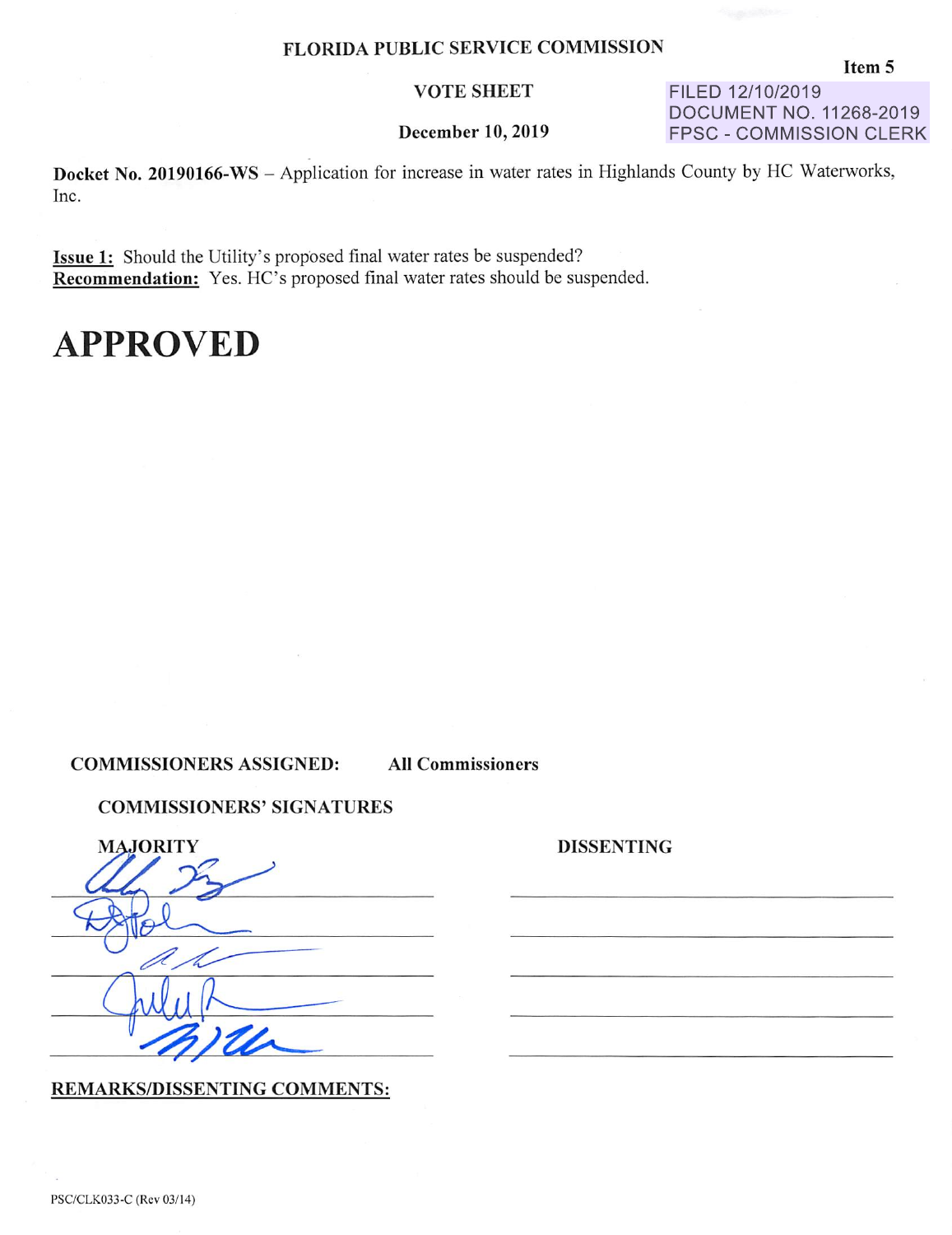FLORIDA PUBLIC SERVICE COMMISSION

Item 5

VOTE SHEET

December 10, 2019

FILED 12/10/2019
DOCUMENT NO. 11268-2019
FPSC - COMMISSION CLERK

**Docket No. 20190166-WS** – Application for increase in water rates in Highlands County by HC Waterworks, Inc.

**Issue 1:** Should the Utility's proposed final water rates be suspended?
**Recommendation:** Yes. HC's proposed final water rates should be suspended.

# APPROVED

**COMMISSIONERS ASSIGNED:** **All Commissioners**

**COMMISSIONERS' SIGNATURES**

| MAJORITY | DISSENTING |
|---|---|
| [signature] | |
| [signature] | |
| [signature] | |
| [signature] | |
| [signature] | |

**REMARKS/DISSENTING COMMENTS:**

PSC/CLK033-C (Rev 03/14)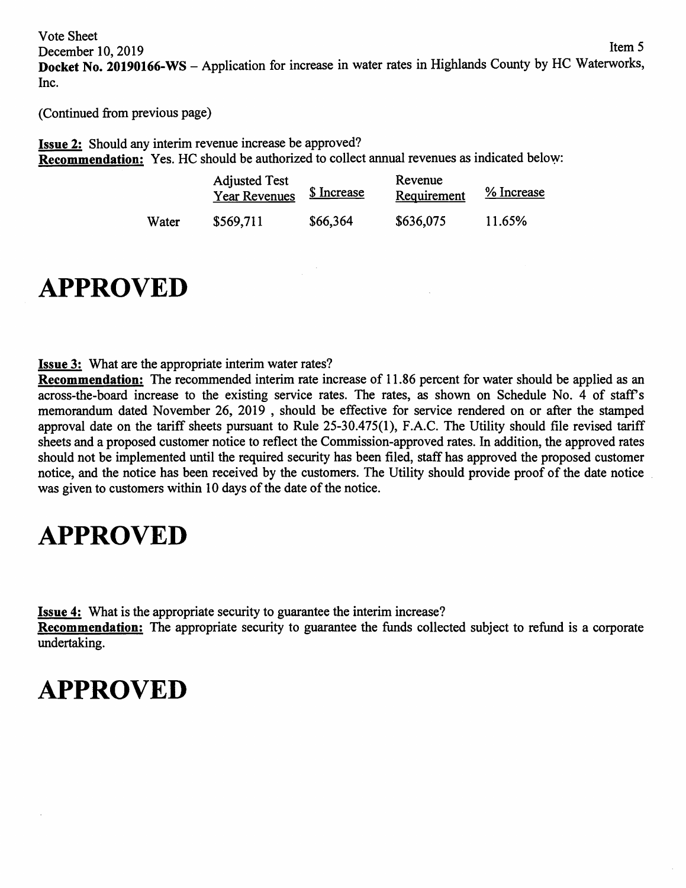Vote Sheet
December 10, 2019
Item 5

**Docket No. 20190166-WS** – Application for increase in water rates in Highlands County by HC Waterworks, Inc.

(Continued from previous page)

**Issue 2:** Should any interim revenue increase be approved?
**Recommendation:** Yes. HC should be authorized to collect annual revenues as indicated below:

| | Adjusted Test Year Revenues | $ Increase | Revenue Requirement | % Increase |
|---|---|---|---|---|
| Water | $569,711 | $66,364 | $636,075 | 11.65% |

# APPROVED

**Issue 3:** What are the appropriate interim water rates?
**Recommendation:** The recommended interim rate increase of 11.86 percent for water should be applied as an across-the-board increase to the existing service rates. The rates, as shown on Schedule No. 4 of staff's memorandum dated November 26, 2019 , should be effective for service rendered on or after the stamped approval date on the tariff sheets pursuant to Rule 25-30.475(1), F.A.C. The Utility should file revised tariff sheets and a proposed customer notice to reflect the Commission-approved rates. In addition, the approved rates should not be implemented until the required security has been filed, staff has approved the proposed customer notice, and the notice has been received by the customers. The Utility should provide proof of the date notice was given to customers within 10 days of the date of the notice.

# APPROVED

**Issue 4:** What is the appropriate security to guarantee the interim increase?
**Recommendation:** The appropriate security to guarantee the funds collected subject to refund is a corporate undertaking.

# APPROVED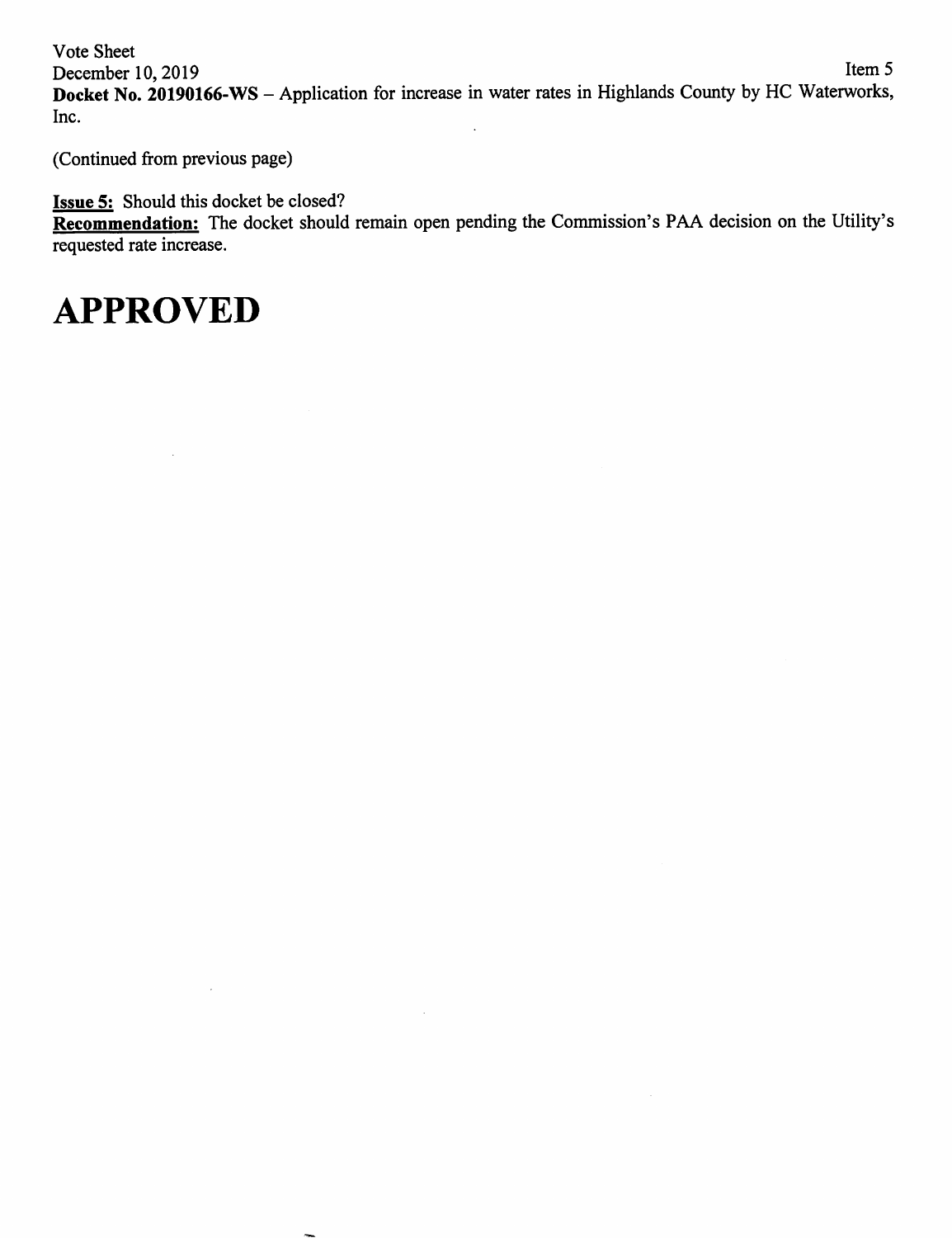Vote Sheet
December 10, 2019 Item 5
**Docket No. 20190166-WS** – Application for increase in water rates in Highlands County by HC Waterworks, Inc.

(Continued from previous page)

**Issue 5:** Should this docket be closed?
**Recommendation:** The docket should remain open pending the Commission's PAA decision on the Utility's requested rate increase.

# APPROVED